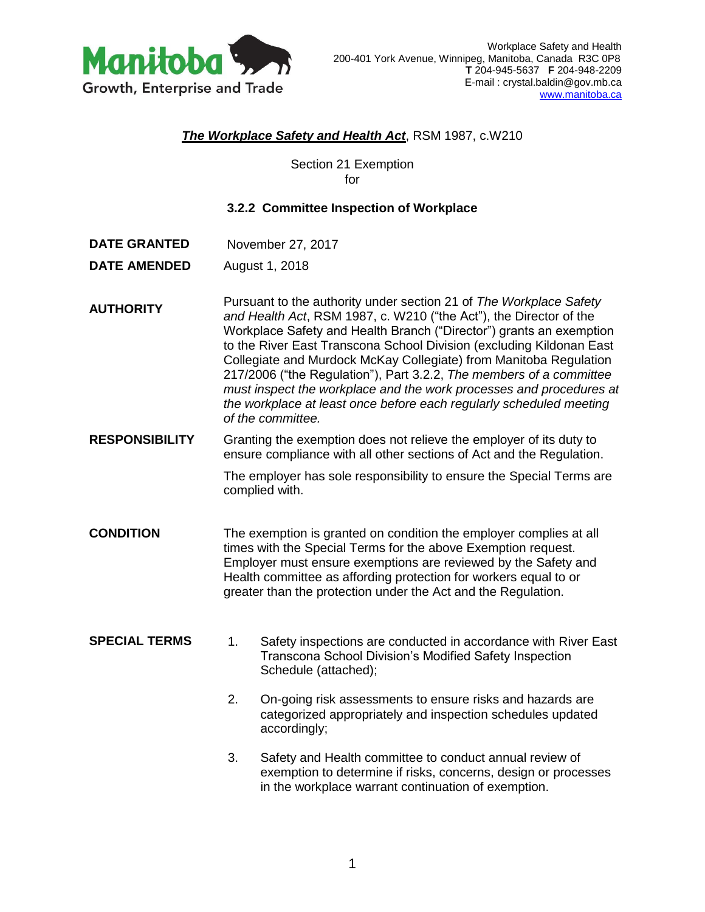Manitoba
Growth, Enterprise and Trade

Workplace Safety and Health
200-401 York Avenue, Winnipeg, Manitoba, Canada R3C 0P8
**T** 204-945-5637 **F** 204-948-2209
E-mail : crystal.baldin@gov.mb.ca
www.manitoba.ca

***The Workplace Safety and Health Act***, RSM 1987, c.W210

Section 21 Exemption
for

**3.2.2 Committee Inspection of Workplace**

**DATE GRANTED** November 27, 2017

**DATE AMENDED** August 1, 2018

**AUTHORITY**

Pursuant to the authority under section 21 of *The Workplace Safety and Health Act*, RSM 1987, c. W210 ("the Act"), the Director of the Workplace Safety and Health Branch ("Director") grants an exemption to the River East Transcona School Division (excluding Kildonan East Collegiate and Murdock McKay Collegiate) from Manitoba Regulation 217/2006 ("the Regulation"), Part 3.2.2, *The members of a committee must inspect the workplace and the work processes and procedures at the workplace at least once before each regularly scheduled meeting of the committee.*

**RESPONSIBILITY**

Granting the exemption does not relieve the employer of its duty to ensure compliance with all other sections of Act and the Regulation.

The employer has sole responsibility to ensure the Special Terms are complied with.

**CONDITION**

The exemption is granted on condition the employer complies at all times with the Special Terms for the above Exemption request. Employer must ensure exemptions are reviewed by the Safety and Health committee as affording protection for workers equal to or greater than the protection under the Act and the Regulation.

**SPECIAL TERMS**

1. Safety inspections are conducted in accordance with River East Transcona School Division's Modified Safety Inspection Schedule (attached);

2. On-going risk assessments to ensure risks and hazards are categorized appropriately and inspection schedules updated accordingly;

3. Safety and Health committee to conduct annual review of exemption to determine if risks, concerns, design or processes in the workplace warrant continuation of exemption.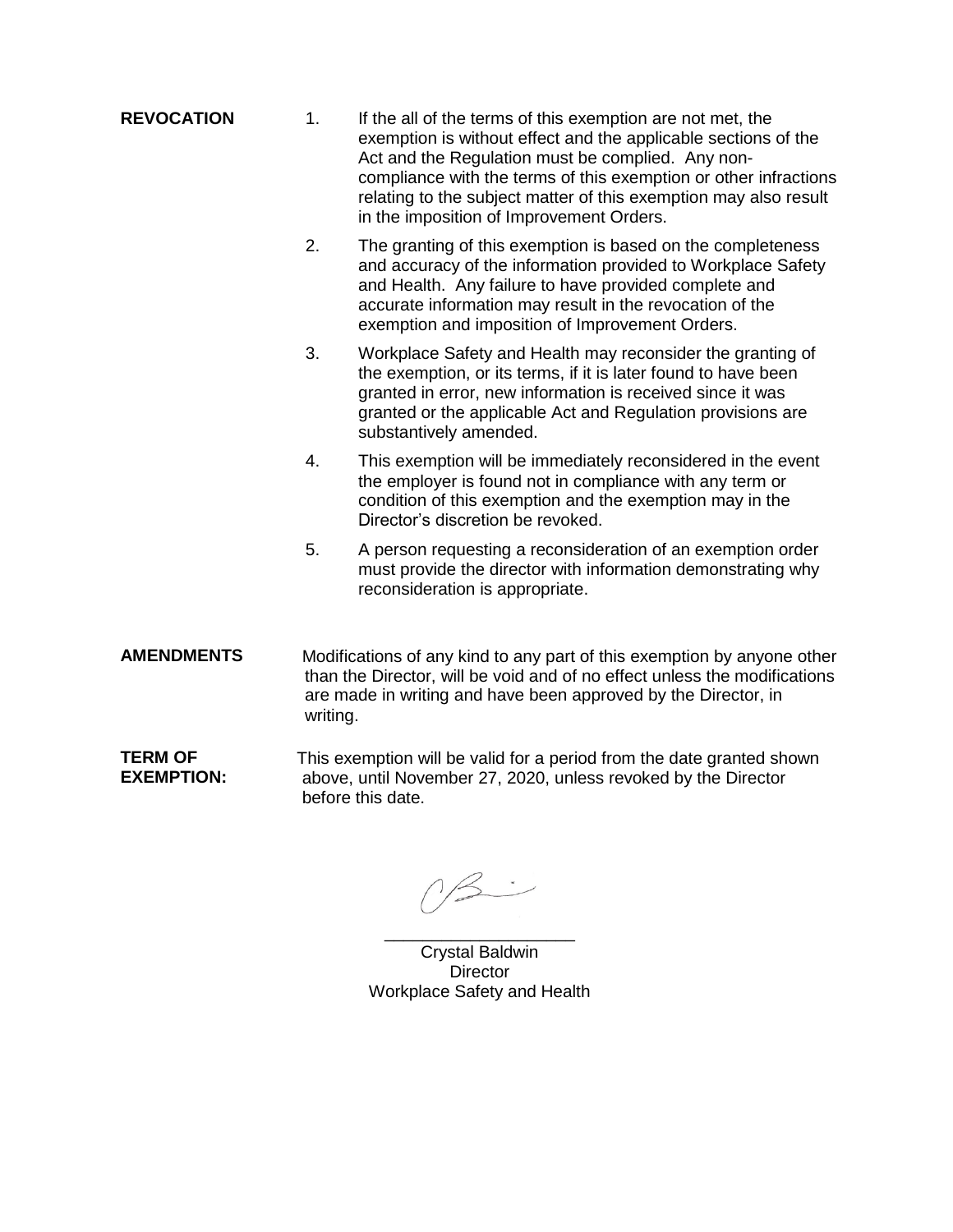**REVOCATION**

1. If the all of the terms of this exemption are not met, the exemption is without effect and the applicable sections of the Act and the Regulation must be complied. Any non-compliance with the terms of this exemption or other infractions relating to the subject matter of this exemption may also result in the imposition of Improvement Orders.
2. The granting of this exemption is based on the completeness and accuracy of the information provided to Workplace Safety and Health. Any failure to have provided complete and accurate information may result in the revocation of the exemption and imposition of Improvement Orders.
3. Workplace Safety and Health may reconsider the granting of the exemption, or its terms, if it is later found to have been granted in error, new information is received since it was granted or the applicable Act and Regulation provisions are substantively amended.
4. This exemption will be immediately reconsidered in the event the employer is found not in compliance with any term or condition of this exemption and the exemption may in the Director's discretion be revoked.
5. A person requesting a reconsideration of an exemption order must provide the director with information demonstrating why reconsideration is appropriate.

**AMENDMENTS**

Modifications of any kind to any part of this exemption by anyone other than the Director, will be void and of no effect unless the modifications are made in writing and have been approved by the Director, in writing.

**TERM OF EXEMPTION:**

This exemption will be valid for a period from the date granted shown above, until November 27, 2020, unless revoked by the Director before this date.

\_\_\_\_\_\_\_\_\_\_\_\_\_\_\_\_\_\_\_\_

Crystal Baldwin
Director
Workplace Safety and Health